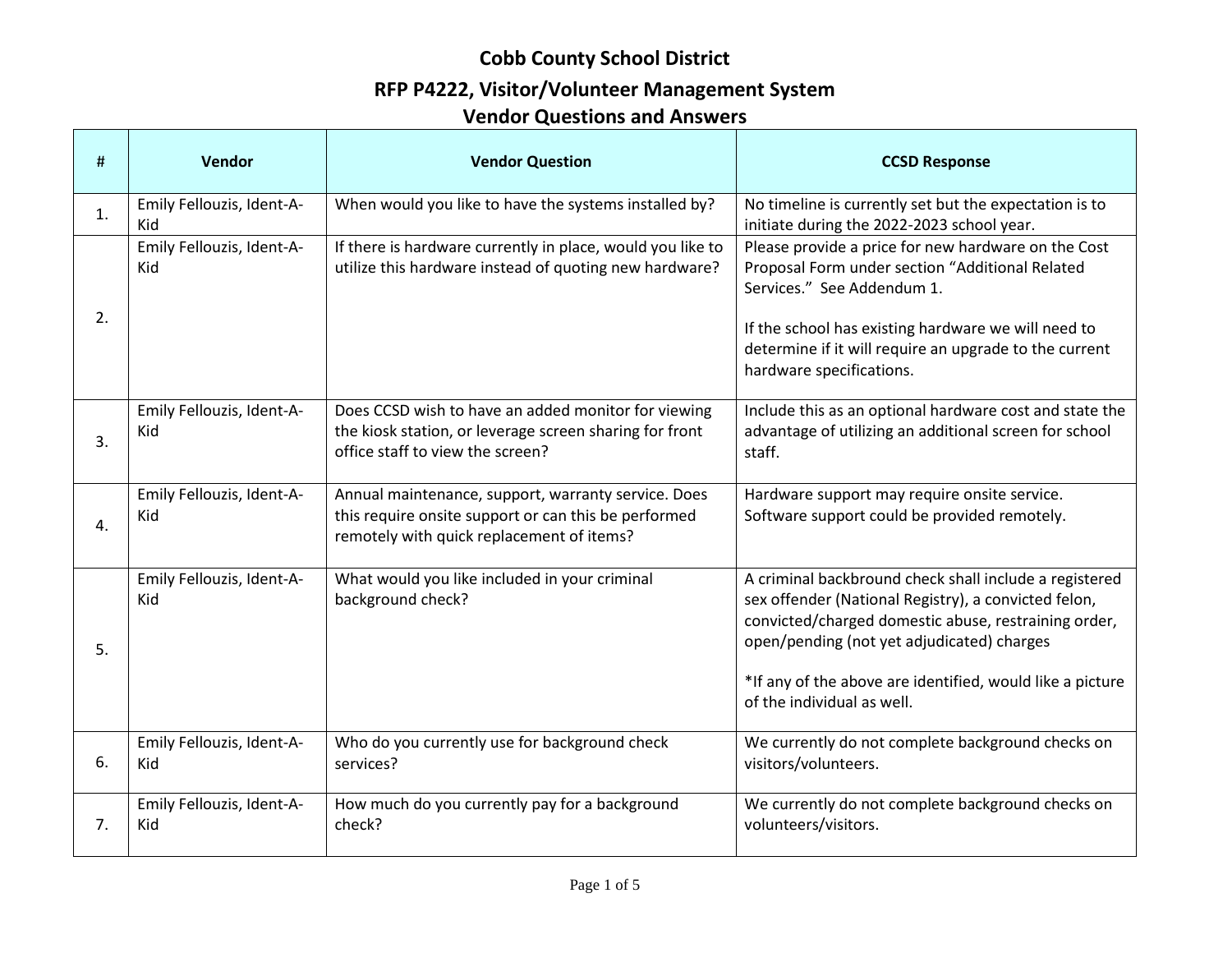# Cobb County School District

## RFP P4222, Visitor/Volunteer Management System

## Vendor Questions and Answers

| # | Vendor | Vendor Question | CCSD Response |
|---|---|---|---|
| 1. | Emily Fellouzis, Ident-A-Kid | When would you like to have the systems installed by? | No timeline is currently set but the expectation is to initiate during the 2022-2023 school year. |
| 2. | Emily Fellouzis, Ident-A-Kid | If there is hardware currently in place, would you like to utilize this hardware instead of quoting new hardware? | Please provide a price for new hardware on the Cost Proposal Form under section "Additional Related Services." See Addendum 1.<br><br>If the school has existing hardware we will need to determine if it will require an upgrade to the current hardware specifications. |
| 3. | Emily Fellouzis, Ident-A-Kid | Does CCSD wish to have an added monitor for viewing the kiosk station, or leverage screen sharing for front office staff to view the screen? | Include this as an optional hardware cost and state the advantage of utilizing an additional screen for school staff. |
| 4. | Emily Fellouzis, Ident-A-Kid | Annual maintenance, support, warranty service. Does this require onsite support or can this be performed remotely with quick replacement of items? | Hardware support may require onsite service. Software support could be provided remotely. |
| 5. | Emily Fellouzis, Ident-A-Kid | What would you like included in your criminal background check? | A criminal backbround check shall include a registered sex offender (National Registry), a convicted felon, convicted/charged domestic abuse, restraining order, open/pending (not yet adjudicated) charges<br><br>*If any of the above are identified, would like a picture of the individual as well. |
| 6. | Emily Fellouzis, Ident-A-Kid | Who do you currently use for background check services? | We currently do not complete background checks on visitors/volunteers. |
| 7. | Emily Fellouzis, Ident-A-Kid | How much do you currently pay for a background check? | We currently do not complete background checks on volunteers/visitors. |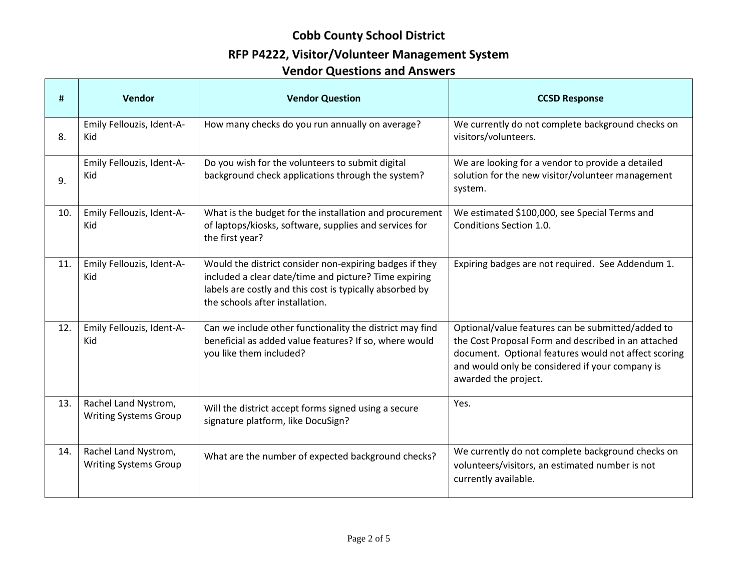# Cobb County School District

## RFP P4222, Visitor/Volunteer Management System

## Vendor Questions and Answers

| # | Vendor | Vendor Question | CCSD Response |
|---|---|---|---|
| 8. | Emily Fellouzis, Ident-A-Kid | How many checks do you run annually on average? | We currently do not complete background checks on visitors/volunteers. |
| 9. | Emily Fellouzis, Ident-A-Kid | Do you wish for the volunteers to submit digital background check applications through the system? | We are looking for a vendor to provide a detailed solution for the new visitor/volunteer management system. |
| 10. | Emily Fellouzis, Ident-A-Kid | What is the budget for the installation and procurement of laptops/kiosks, software, supplies and services for the first year? | We estimated $100,000, see Special Terms and Conditions Section 1.0. |
| 11. | Emily Fellouzis, Ident-A-Kid | Would the district consider non-expiring badges if they included a clear date/time and picture? Time expiring labels are costly and this cost is typically absorbed by the schools after installation. | Expiring badges are not required. See Addendum 1. |
| 12. | Emily Fellouzis, Ident-A-Kid | Can we include other functionality the district may find beneficial as added value features? If so, where would you like them included? | Optional/value features can be submitted/added to the Cost Proposal Form and described in an attached document. Optional features would not affect scoring and would only be considered if your company is awarded the project. |
| 13. | Rachel Land Nystrom, Writing Systems Group | Will the district accept forms signed using a secure signature platform, like DocuSign? | Yes. |
| 14. | Rachel Land Nystrom, Writing Systems Group | What are the number of expected background checks? | We currently do not complete background checks on volunteers/visitors, an estimated number is not currently available. |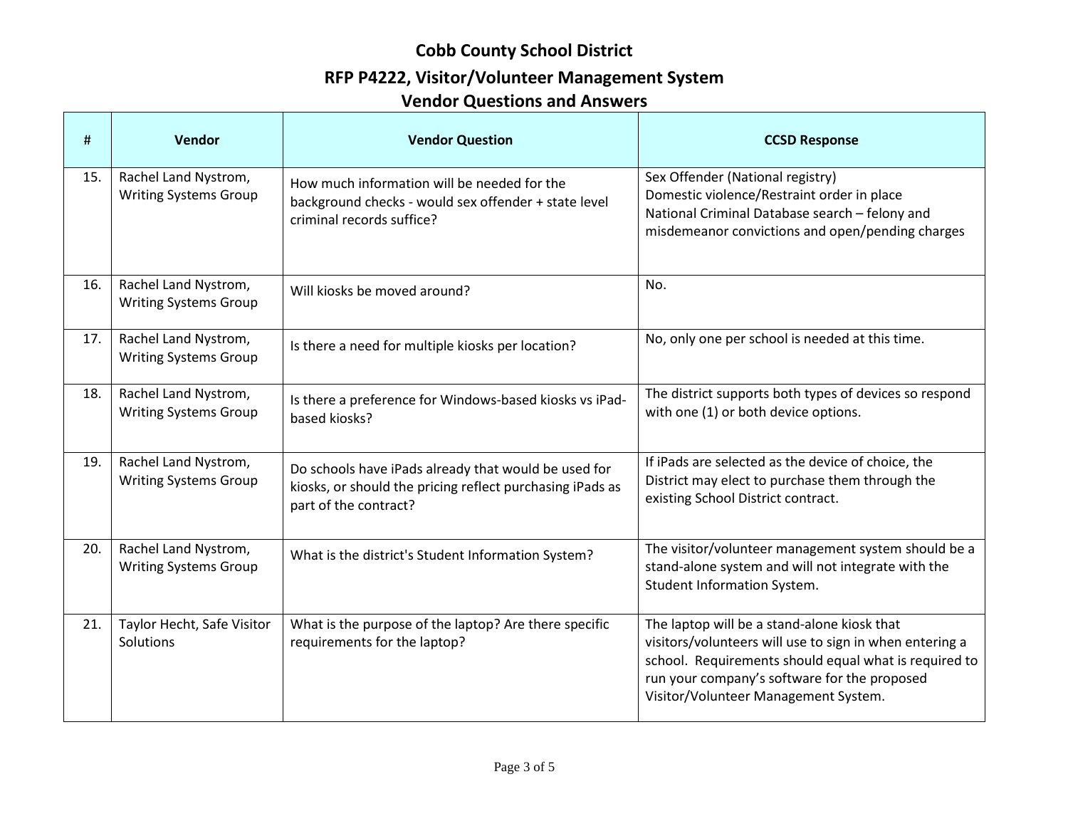# Cobb County School District

## RFP P4222, Visitor/Volunteer Management System

## Vendor Questions and Answers

| # | Vendor | Vendor Question | CCSD Response |
|---|---|---|---|
| 15. | Rachel Land Nystrom, Writing Systems Group | How much information will be needed for the background checks - would sex offender + state level criminal records suffice? | Sex Offender (National registry)<br>Domestic violence/Restraint order in place<br>National Criminal Database search – felony and misdemeanor convictions and open/pending charges |
| 16. | Rachel Land Nystrom, Writing Systems Group | Will kiosks be moved around? | No. |
| 17. | Rachel Land Nystrom, Writing Systems Group | Is there a need for multiple kiosks per location? | No, only one per school is needed at this time. |
| 18. | Rachel Land Nystrom, Writing Systems Group | Is there a preference for Windows-based kiosks vs iPad-based kiosks? | The district supports both types of devices so respond with one (1) or both device options. |
| 19. | Rachel Land Nystrom, Writing Systems Group | Do schools have iPads already that would be used for kiosks, or should the pricing reflect purchasing iPads as part of the contract? | If iPads are selected as the device of choice, the District may elect to purchase them through the existing School District contract. |
| 20. | Rachel Land Nystrom, Writing Systems Group | What is the district's Student Information System? | The visitor/volunteer management system should be a stand-alone system and will not integrate with the Student Information System. |
| 21. | Taylor Hecht, Safe Visitor Solutions | What is the purpose of the laptop? Are there specific requirements for the laptop? | The laptop will be a stand-alone kiosk that visitors/volunteers will use to sign in when entering a school. Requirements should equal what is required to run your company's software for the proposed Visitor/Volunteer Management System. |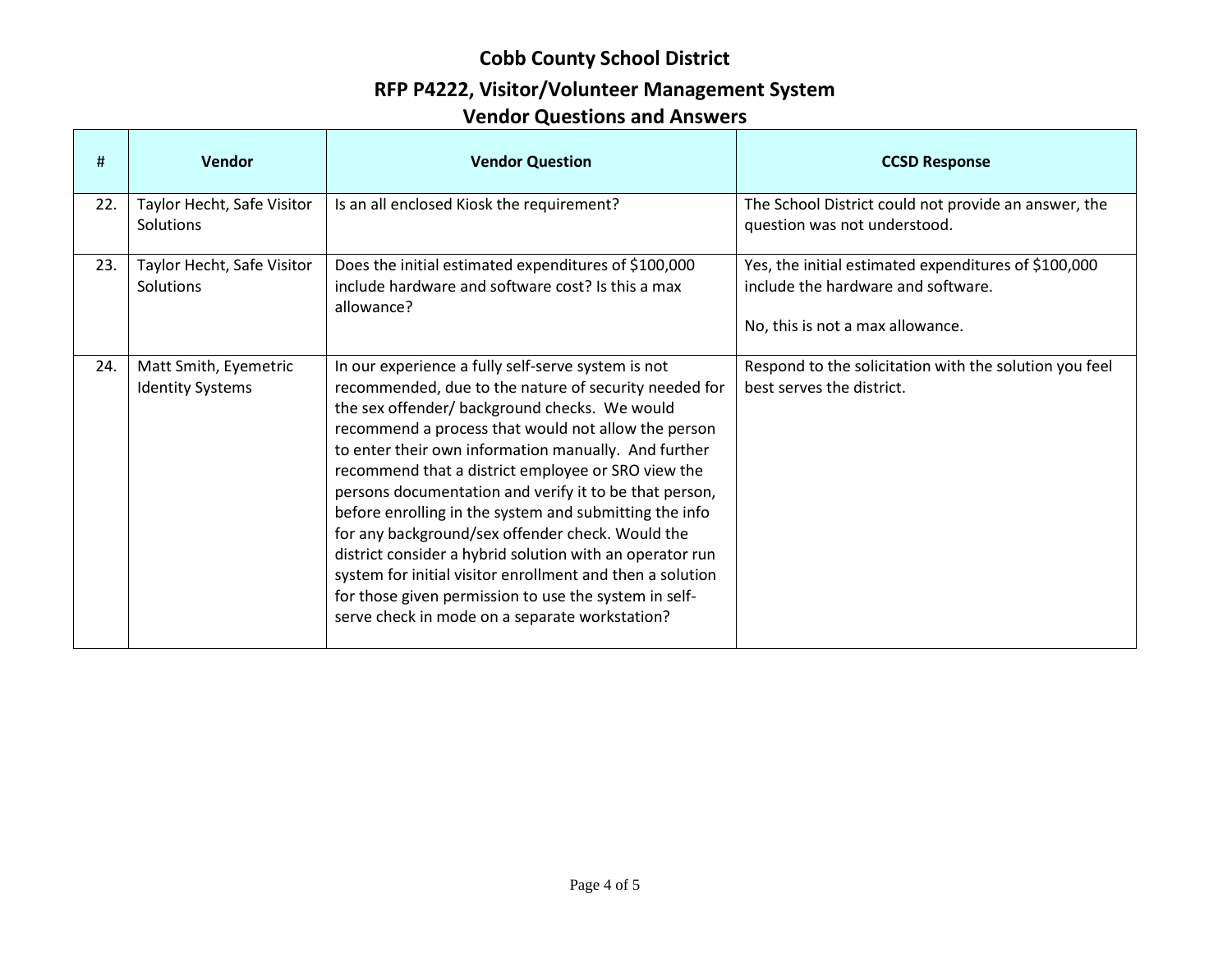# Cobb County School District

## RFP P4222, Visitor/Volunteer Management System

## Vendor Questions and Answers

| # | Vendor | Vendor Question | CCSD Response |
|---|---|---|---|
| 22. | Taylor Hecht, Safe Visitor Solutions | Is an all enclosed Kiosk the requirement? | The School District could not provide an answer, the question was not understood. |
| 23. | Taylor Hecht, Safe Visitor Solutions | Does the initial estimated expenditures of $100,000 include hardware and software cost? Is this a max allowance? | Yes, the initial estimated expenditures of $100,000 include the hardware and software.<br><br>No, this is not a max allowance. |
| 24. | Matt Smith, Eyemetric Identity Systems | In our experience a fully self-serve system is not recommended, due to the nature of security needed for the sex offender/ background checks. We would recommend a process that would not allow the person to enter their own information manually. And further recommend that a district employee or SRO view the persons documentation and verify it to be that person, before enrolling in the system and submitting the info for any background/sex offender check. Would the district consider a hybrid solution with an operator run system for initial visitor enrollment and then a solution for those given permission to use the system in self-serve check in mode on a separate workstation? | Respond to the solicitation with the solution you feel best serves the district. |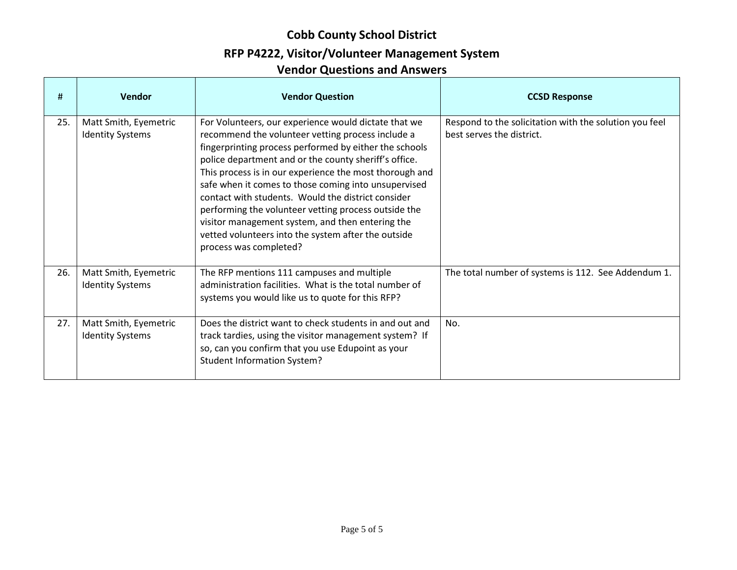# Cobb County School District

## RFP P4222, Visitor/Volunteer Management System

## Vendor Questions and Answers

| # | Vendor | Vendor Question | CCSD Response |
|---|---|---|---|
| 25. | Matt Smith, Eyemetric Identity Systems | For Volunteers, our experience would dictate that we recommend the volunteer vetting process include a fingerprinting process performed by either the schools police department and or the county sheriff's office. This process is in our experience the most thorough and safe when it comes to those coming into unsupervised contact with students. Would the district consider performing the volunteer vetting process outside the visitor management system, and then entering the vetted volunteers into the system after the outside process was completed? | Respond to the solicitation with the solution you feel best serves the district. |
| 26. | Matt Smith, Eyemetric Identity Systems | The RFP mentions 111 campuses and multiple administration facilities. What is the total number of systems you would like us to quote for this RFP? | The total number of systems is 112. See Addendum 1. |
| 27. | Matt Smith, Eyemetric Identity Systems | Does the district want to check students in and out and track tardies, using the visitor management system? If so, can you confirm that you use Edupoint as your Student Information System? | No. |